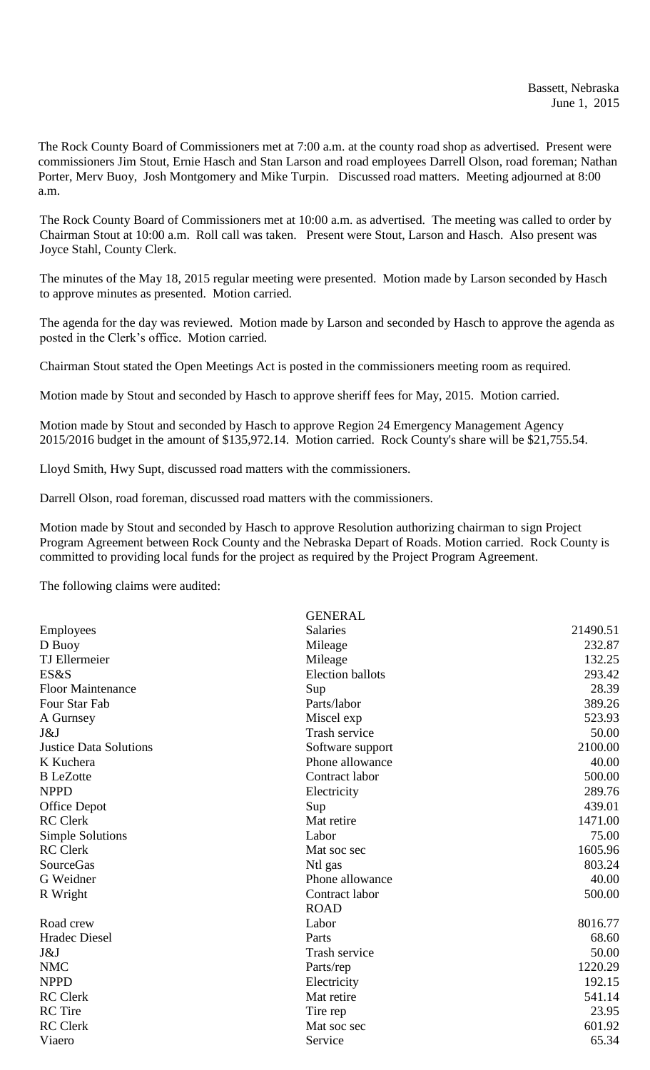Bassett, Nebraska
June 1, 2015

The Rock County Board of Commissioners met at 7:00 a.m. at the county road shop as advertised. Present were commissioners Jim Stout, Ernie Hasch and Stan Larson and road employees Darrell Olson, road foreman; Nathan Porter, Merv Buoy, Josh Montgomery and Mike Turpin. Discussed road matters. Meeting adjourned at 8:00 a.m.

The Rock County Board of Commissioners met at 10:00 a.m. as advertised. The meeting was called to order by Chairman Stout at 10:00 a.m. Roll call was taken. Present were Stout, Larson and Hasch. Also present was Joyce Stahl, County Clerk.

The minutes of the May 18, 2015 regular meeting were presented. Motion made by Larson seconded by Hasch to approve minutes as presented. Motion carried.

The agenda for the day was reviewed. Motion made by Larson and seconded by Hasch to approve the agenda as posted in the Clerk's office. Motion carried.

Chairman Stout stated the Open Meetings Act is posted in the commissioners meeting room as required.

Motion made by Stout and seconded by Hasch to approve sheriff fees for May, 2015. Motion carried.

Motion made by Stout and seconded by Hasch to approve Region 24 Emergency Management Agency 2015/2016 budget in the amount of $135,972.14. Motion carried. Rock County's share will be $21,755.54.

Lloyd Smith, Hwy Supt, discussed road matters with the commissioners.

Darrell Olson, road foreman, discussed road matters with the commissioners.

Motion made by Stout and seconded by Hasch to approve Resolution authorizing chairman to sign Project Program Agreement between Rock County and the Nebraska Depart of Roads. Motion carried. Rock County is committed to providing local funds for the project as required by the Project Program Agreement.

The following claims were audited:

| | GENERAL | |
|---|---|---|
| Employees | Salaries | 21490.51 |
| D Buoy | Mileage | 232.87 |
| TJ Ellermeier | Mileage | 132.25 |
| ES&S | Election ballots | 293.42 |
| Floor Maintenance | Sup | 28.39 |
| Four Star Fab | Parts/labor | 389.26 |
| A Gurnsey | Miscel exp | 523.93 |
| J&J | Trash service | 50.00 |
| Justice Data Solutions | Software support | 2100.00 |
| K Kuchera | Phone allowance | 40.00 |
| B LeZotte | Contract labor | 500.00 |
| NPPD | Electricity | 289.76 |
| Office Depot | Sup | 439.01 |
| RC Clerk | Mat retire | 1471.00 |
| Simple Solutions | Labor | 75.00 |
| RC Clerk | Mat soc sec | 1605.96 |
| SourceGas | Ntl gas | 803.24 |
| G Weidner | Phone allowance | 40.00 |
| R Wright | Contract labor | 500.00 |
| | ROAD | |
| Road crew | Labor | 8016.77 |
| Hradec Diesel | Parts | 68.60 |
| J&J | Trash service | 50.00 |
| NMC | Parts/rep | 1220.29 |
| NPPD | Electricity | 192.15 |
| RC Clerk | Mat retire | 541.14 |
| RC Tire | Tire rep | 23.95 |
| RC Clerk | Mat soc sec | 601.92 |
| Viaero | Service | 65.34 |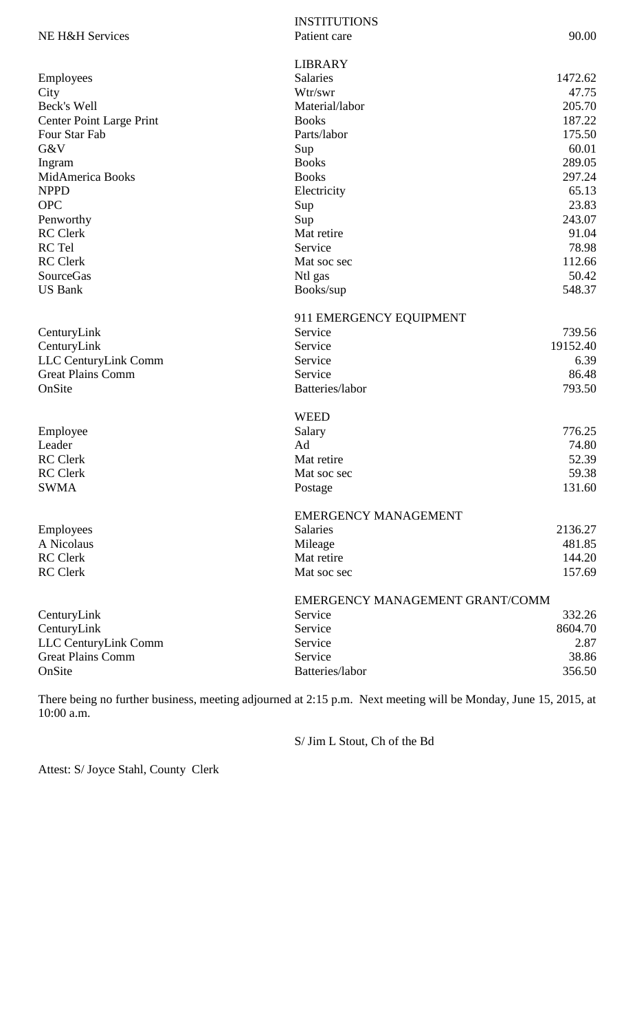| | | |
|---|---|---|
| | INSTITUTIONS | |
| NE H&H Services | Patient care | 90.00 |
| | LIBRARY | |
| Employees | Salaries | 1472.62 |
| City | Wtr/swr | 47.75 |
| Beck's Well | Material/labor | 205.70 |
| Center Point Large Print | Books | 187.22 |
| Four Star Fab | Parts/labor | 175.50 |
| G&V | Sup | 60.01 |
| Ingram | Books | 289.05 |
| MidAmerica Books | Books | 297.24 |
| NPPD | Electricity | 65.13 |
| OPC | Sup | 23.83 |
| Penworthy | Sup | 243.07 |
| RC Clerk | Mat retire | 91.04 |
| RC Tel | Service | 78.98 |
| RC Clerk | Mat soc sec | 112.66 |
| SourceGas | Ntl gas | 50.42 |
| US Bank | Books/sup | 548.37 |
| | 911 EMERGENCY EQUIPMENT | |
| CenturyLink | Service | 739.56 |
| CenturyLink | Service | 19152.40 |
| LLC CenturyLink Comm | Service | 6.39 |
| Great Plains Comm | Service | 86.48 |
| OnSite | Batteries/labor | 793.50 |
| | WEED | |
| Employee | Salary | 776.25 |
| Leader | Ad | 74.80 |
| RC Clerk | Mat retire | 52.39 |
| RC Clerk | Mat soc sec | 59.38 |
| SWMA | Postage | 131.60 |
| | EMERGENCY MANAGEMENT | |
| Employees | Salaries | 2136.27 |
| A Nicolaus | Mileage | 481.85 |
| RC Clerk | Mat retire | 144.20 |
| RC Clerk | Mat soc sec | 157.69 |
| | EMERGENCY MANAGEMENT GRANT/COMM | |
| CenturyLink | Service | 332.26 |
| CenturyLink | Service | 8604.70 |
| LLC CenturyLink Comm | Service | 2.87 |
| Great Plains Comm | Service | 38.86 |
| OnSite | Batteries/labor | 356.50 |

There being no further business, meeting adjourned at 2:15 p.m. Next meeting will be Monday, June 15, 2015, at 10:00 a.m.

S/ Jim L Stout, Ch of the Bd

Attest: S/ Joyce Stahl, County Clerk